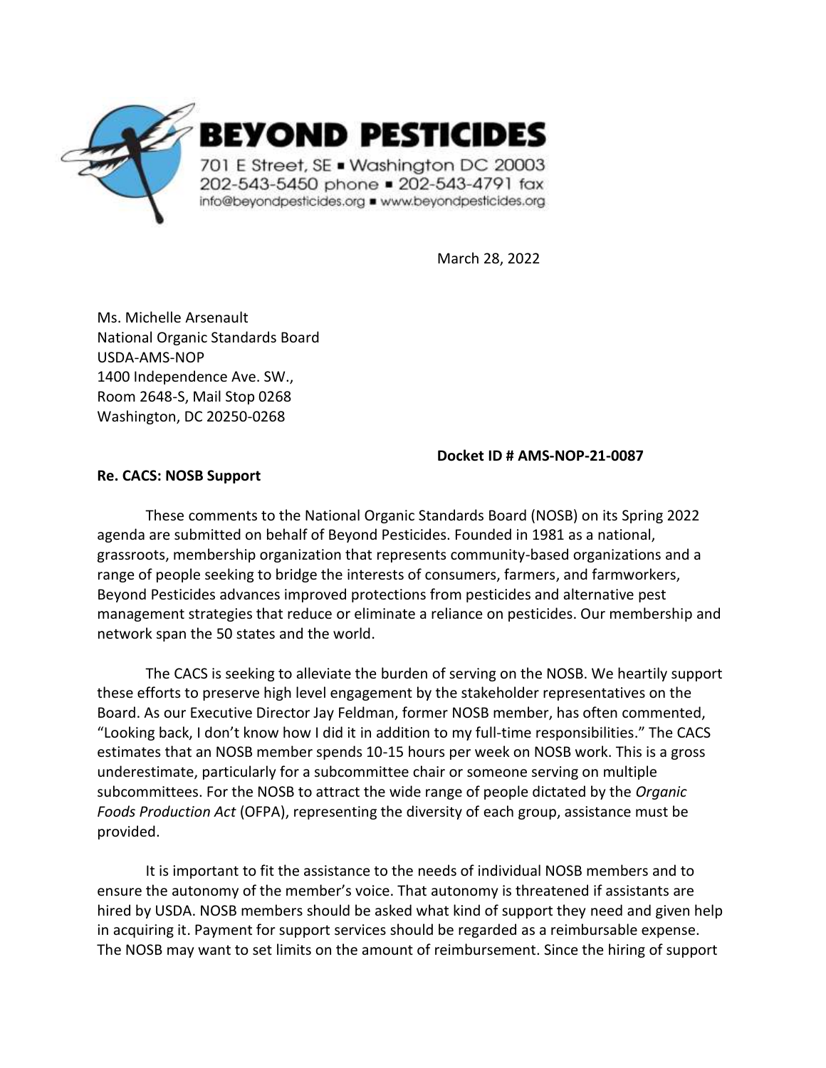**BEYOND PESTICIDES**

701 E Street, SE ▪ Washington DC 20003
202-543-5450 phone ▪ 202-543-4791 fax
info@beyondpesticides.org ▪ www.beyondpesticides.org

March 28, 2022

Ms. Michelle Arsenault
National Organic Standards Board
USDA-AMS-NOP
1400 Independence Ave. SW.,
Room 2648-S, Mail Stop 0268
Washington, DC 20250-0268

**Docket ID # AMS-NOP-21-0087**

**Re. CACS: NOSB Support**

These comments to the National Organic Standards Board (NOSB) on its Spring 2022 agenda are submitted on behalf of Beyond Pesticides. Founded in 1981 as a national, grassroots, membership organization that represents community-based organizations and a range of people seeking to bridge the interests of consumers, farmers, and farmworkers, Beyond Pesticides advances improved protections from pesticides and alternative pest management strategies that reduce or eliminate a reliance on pesticides. Our membership and network span the 50 states and the world.

The CACS is seeking to alleviate the burden of serving on the NOSB. We heartily support these efforts to preserve high level engagement by the stakeholder representatives on the Board. As our Executive Director Jay Feldman, former NOSB member, has often commented, "Looking back, I don't know how I did it in addition to my full-time responsibilities." The CACS estimates that an NOSB member spends 10-15 hours per week on NOSB work. This is a gross underestimate, particularly for a subcommittee chair or someone serving on multiple subcommittees. For the NOSB to attract the wide range of people dictated by the *Organic Foods Production Act* (OFPA), representing the diversity of each group, assistance must be provided.

It is important to fit the assistance to the needs of individual NOSB members and to ensure the autonomy of the member's voice. That autonomy is threatened if assistants are hired by USDA. NOSB members should be asked what kind of support they need and given help in acquiring it. Payment for support services should be regarded as a reimbursable expense. The NOSB may want to set limits on the amount of reimbursement. Since the hiring of support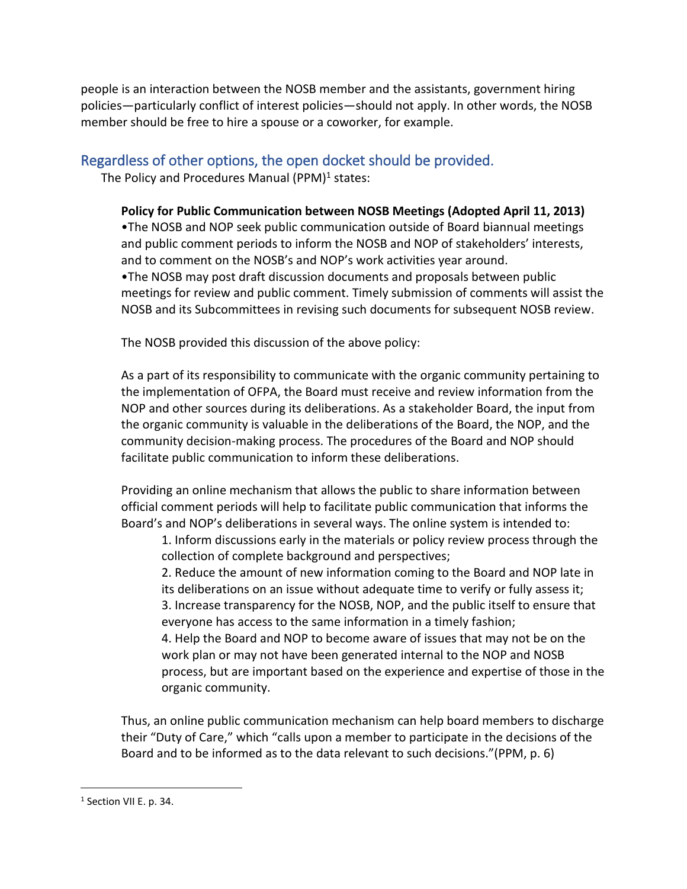people is an interaction between the NOSB member and the assistants, government hiring policies—particularly conflict of interest policies—should not apply. In other words, the NOSB member should be free to hire a spouse or a coworker, for example.

## Regardless of other options, the open docket should be provided.

The Policy and Procedures Manual (PPM)[1] states:

> **Policy for Public Communication between NOSB Meetings (Adopted April 11, 2013)**
> •The NOSB and NOP seek public communication outside of Board biannual meetings and public comment periods to inform the NOSB and NOP of stakeholders' interests, and to comment on the NOSB's and NOP's work activities year around.
> •The NOSB may post draft discussion documents and proposals between public meetings for review and public comment. Timely submission of comments will assist the NOSB and its Subcommittees in revising such documents for subsequent NOSB review.
>
> The NOSB provided this discussion of the above policy:
>
> As a part of its responsibility to communicate with the organic community pertaining to the implementation of OFPA, the Board must receive and review information from the NOP and other sources during its deliberations. As a stakeholder Board, the input from the organic community is valuable in the deliberations of the Board, the NOP, and the community decision-making process. The procedures of the Board and NOP should facilitate public communication to inform these deliberations.
>
> Providing an online mechanism that allows the public to share information between official comment periods will help to facilitate public communication that informs the Board's and NOP's deliberations in several ways. The online system is intended to:
>
> 1. Inform discussions early in the materials or policy review process through the collection of complete background and perspectives;
> 2. Reduce the amount of new information coming to the Board and NOP late in its deliberations on an issue without adequate time to verify or fully assess it;
> 3. Increase transparency for the NOSB, NOP, and the public itself to ensure that everyone has access to the same information in a timely fashion;
> 4. Help the Board and NOP to become aware of issues that may not be on the work plan or may not have been generated internal to the NOP and NOSB process, but are important based on the experience and expertise of those in the organic community.
>
> Thus, an online public communication mechanism can help board members to discharge their "Duty of Care," which "calls upon a member to participate in the decisions of the Board and to be informed as to the data relevant to such decisions."(PPM, p. 6)

---

[1] Section VII E. p. 34.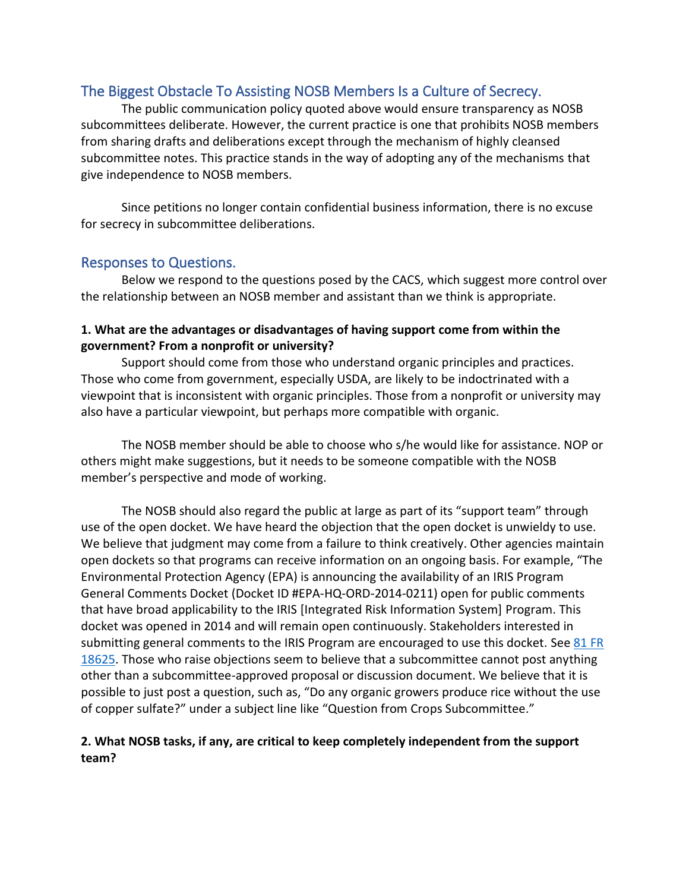## The Biggest Obstacle To Assisting NOSB Members Is a Culture of Secrecy.

The public communication policy quoted above would ensure transparency as NOSB subcommittees deliberate. However, the current practice is one that prohibits NOSB members from sharing drafts and deliberations except through the mechanism of highly cleansed subcommittee notes. This practice stands in the way of adopting any of the mechanisms that give independence to NOSB members.

Since petitions no longer contain confidential business information, there is no excuse for secrecy in subcommittee deliberations.

## Responses to Questions.

Below we respond to the questions posed by the CACS, which suggest more control over the relationship between an NOSB member and assistant than we think is appropriate.

**1. What are the advantages or disadvantages of having support come from within the government? From a nonprofit or university?**

Support should come from those who understand organic principles and practices. Those who come from government, especially USDA, are likely to be indoctrinated with a viewpoint that is inconsistent with organic principles. Those from a nonprofit or university may also have a particular viewpoint, but perhaps more compatible with organic.

The NOSB member should be able to choose who s/he would like for assistance. NOP or others might make suggestions, but it needs to be someone compatible with the NOSB member's perspective and mode of working.

The NOSB should also regard the public at large as part of its "support team" through use of the open docket. We have heard the objection that the open docket is unwieldy to use. We believe that judgment may come from a failure to think creatively. Other agencies maintain open dockets so that programs can receive information on an ongoing basis. For example, "The Environmental Protection Agency (EPA) is announcing the availability of an IRIS Program General Comments Docket (Docket ID #EPA-HQ-ORD-2014-0211) open for public comments that have broad applicability to the IRIS [Integrated Risk Information System] Program. This docket was opened in 2014 and will remain open continuously. Stakeholders interested in submitting general comments to the IRIS Program are encouraged to use this docket. See 81 FR 18625. Those who raise objections seem to believe that a subcommittee cannot post anything other than a subcommittee-approved proposal or discussion document. We believe that it is possible to just post a question, such as, "Do any organic growers produce rice without the use of copper sulfate?" under a subject line like "Question from Crops Subcommittee."

**2. What NOSB tasks, if any, are critical to keep completely independent from the support team?**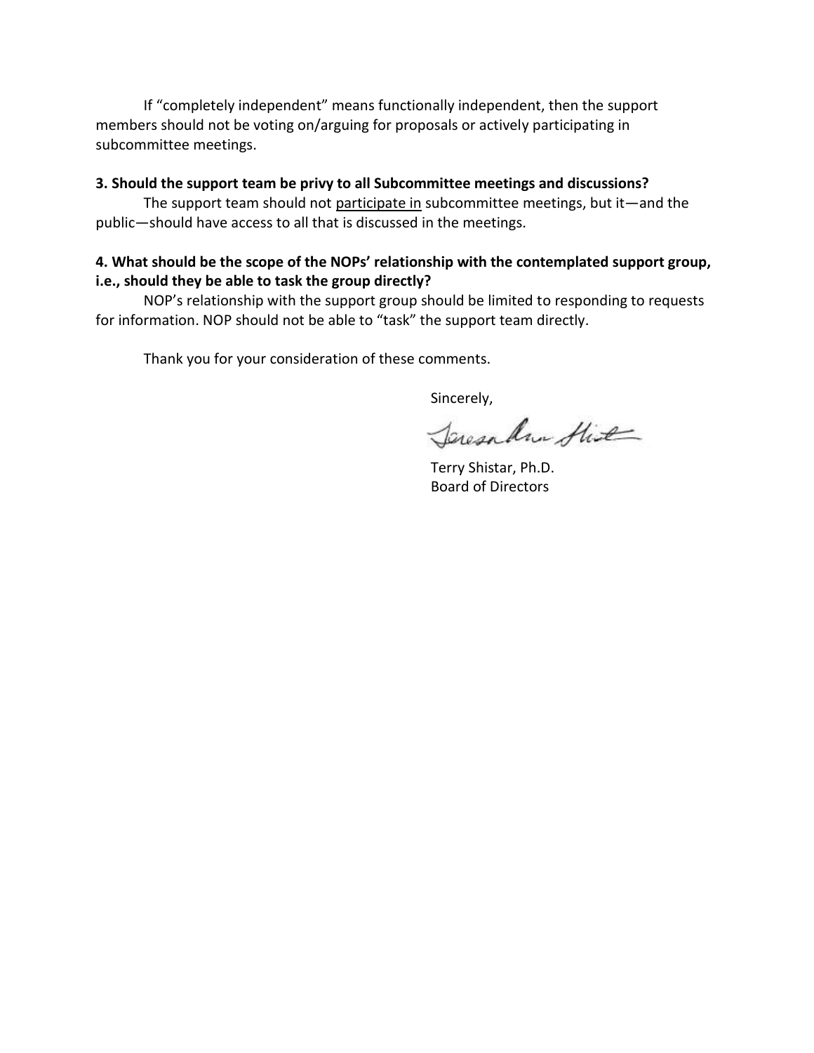If "completely independent" means functionally independent, then the support members should not be voting on/arguing for proposals or actively participating in subcommittee meetings.

**3. Should the support team be privy to all Subcommittee meetings and discussions?**

The support team should not participate in subcommittee meetings, but it—and the public—should have access to all that is discussed in the meetings.

**4. What should be the scope of the NOPs' relationship with the contemplated support group, i.e., should they be able to task the group directly?**

NOP's relationship with the support group should be limited to responding to requests for information. NOP should not be able to "task" the support team directly.

Thank you for your consideration of these comments.

Sincerely,

Terry Shistar, Ph.D.
Board of Directors